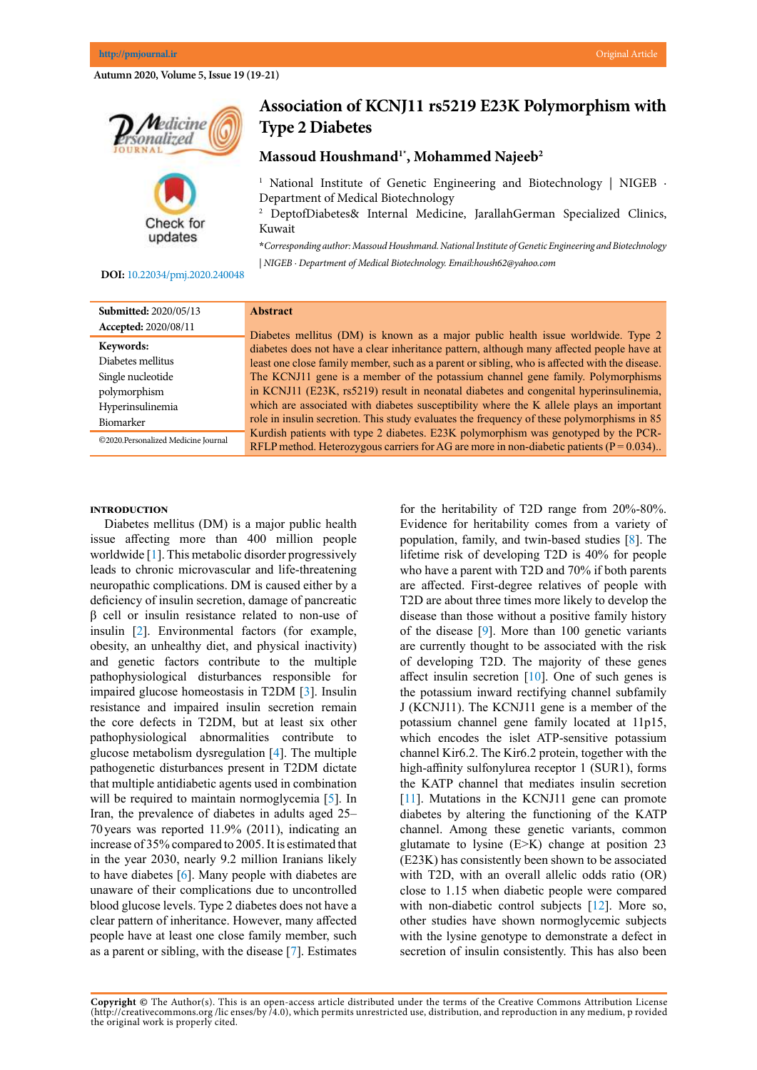# Association of KCNJ11 rs5219 E23K Polymorphism with Type 2 Diabetes

**Massoud Houshmand[1*], Mohammed Najeeb[2]**

[1] National Institute of Genetic Engineering and Biotechnology | NIGEB · Department of Medical Biotechnology

[2] DeptofDiabetes& Internal Medicine, JarallahGerman Specialized Clinics, Kuwait

**\***Corresponding author: Massoud Houshmand. National Institute of Genetic Engineering and Biotechnology | NIGEB · Department of Medical Biotechnology. Email:housh62@yahoo.com*

**DOI:** 10.22034/pmj.2020.240048

**Submitted:** 2020/05/13
**Accepted:** 2020/08/11

**Keywords:**
Diabetes mellitus
Single nucleotide polymorphism
Hyperinsulinemia
Biomarker

©2020.Personalized Medicine Journal

## Abstract

Diabetes mellitus (DM) is known as a major public health issue worldwide. Type 2 diabetes does not have a clear inheritance pattern, although many affected people have at least one close family member, such as a parent or sibling, who is affected with the disease. The KCNJ11 gene is a member of the potassium channel gene family. Polymorphisms in KCNJ11 (E23K, rs5219) result in neonatal diabetes and congenital hyperinsulinemia, which are associated with diabetes susceptibility where the K allele plays an important role in insulin secretion. This study evaluates the frequency of these polymorphisms in 85 Kurdish patients with type 2 diabetes. E23K polymorphism was genotyped by the PCR-RFLP method. Heterozygous carriers for AG are more in non-diabetic patients ($P = 0.034$)..

## INTRODUCTION

Diabetes mellitus (DM) is a major public health issue affecting more than 400 million people worldwide [1]. This metabolic disorder progressively leads to chronic microvascular and life-threatening neuropathic complications. DM is caused either by a deficiency of insulin secretion, damage of pancreatic β cell or insulin resistance related to non-use of insulin [2]. Environmental factors (for example, obesity, an unhealthy diet, and physical inactivity) and genetic factors contribute to the multiple pathophysiological disturbances responsible for impaired glucose homeostasis in T2DM [3]. Insulin resistance and impaired insulin secretion remain the core defects in T2DM, but at least six other pathophysiological abnormalities contribute to glucose metabolism dysregulation [4]. The multiple pathogenetic disturbances present in T2DM dictate that multiple antidiabetic agents used in combination will be required to maintain normoglycemia [5]. In Iran, the prevalence of diabetes in adults aged 25–70 years was reported 11.9% (2011), indicating an increase of 35% compared to 2005. It is estimated that in the year 2030, nearly 9.2 million Iranians likely to have diabetes [6]. Many people with diabetes are unaware of their complications due to uncontrolled blood glucose levels. Type 2 diabetes does not have a clear pattern of inheritance. However, many affected people have at least one close family member, such as a parent or sibling, with the disease [7]. Estimates for the heritability of T2D range from 20%-80%. Evidence for heritability comes from a variety of population, family, and twin-based studies [8]. The lifetime risk of developing T2D is 40% for people who have a parent with T2D and 70% if both parents are affected. First-degree relatives of people with T2D are about three times more likely to develop the disease than those without a positive family history of the disease [9]. More than 100 genetic variants are currently thought to be associated with the risk of developing T2D. The majority of these genes affect insulin secretion [10]. One of such genes is the potassium inward rectifying channel subfamily J (KCNJ11). The KCNJ11 gene is a member of the potassium channel gene family located at 11p15, which encodes the islet ATP-sensitive potassium channel Kir6.2. The Kir6.2 protein, together with the high-affinity sulfonylurea receptor 1 (SUR1), forms the KATP channel that mediates insulin secretion [11]. Mutations in the KCNJ11 gene can promote diabetes by altering the functioning of the KATP channel. Among these genetic variants, common glutamate to lysine (E>K) change at position 23 (E23K) has consistently been shown to be associated with T2D, with an overall allelic odds ratio (OR) close to 1.15 when diabetic people were compared with non-diabetic control subjects [12]. More so, other studies have shown normoglycemic subjects with the lysine genotype to demonstrate a defect in secretion of insulin consistently. This has also been

**Copyright ©** The Author(s). This is an open-access article distributed under the terms of the Creative Commons Attribution License (http://creativecommons.org /lic enses/by /4.0), which permits unrestricted use, distribution, and reproduction in any medium, p rovided the original work is properly cited.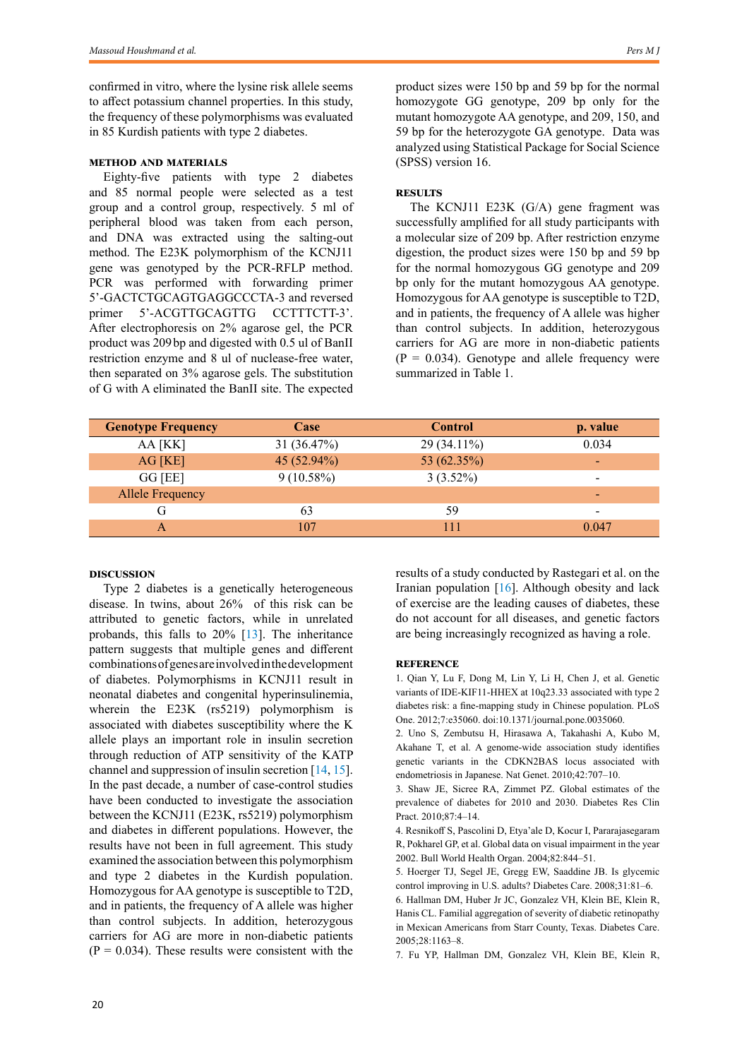confirmed in vitro, where the lysine risk allele seems to affect potassium channel properties. In this study, the frequency of these polymorphisms was evaluated in 85 Kurdish patients with type 2 diabetes.

## METHOD AND MATERIALS

Eighty-five patients with type 2 diabetes and 85 normal people were selected as a test group and a control group, respectively. 5 ml of peripheral blood was taken from each person, and DNA was extracted using the salting-out method. The E23K polymorphism of the KCNJ11 gene was genotyped by the PCR-RFLP method. PCR was performed with forwarding primer 5'-GACTCTGCAGTGAGGCCCTA-3 and reversed primer 5'-ACGTTGCAGTTG CCTTTCTT-3'. After electrophoresis on 2% agarose gel, the PCR product was 209 bp and digested with 0.5 ul of BanII restriction enzyme and 8 ul of nuclease-free water, then separated on 3% agarose gels. The substitution of G with A eliminated the BanII site. The expected product sizes were 150 bp and 59 bp for the normal homozygote GG genotype, 209 bp only for the mutant homozygote AA genotype, and 209, 150, and 59 bp for the heterozygote GA genotype. Data was analyzed using Statistical Package for Social Science (SPSS) version 16.

## RESULTS

The KCNJ11 E23K (G/A) gene fragment was successfully amplified for all study participants with a molecular size of 209 bp. After restriction enzyme digestion, the product sizes were 150 bp and 59 bp for the normal homozygous GG genotype and 209 bp only for the mutant homozygous AA genotype. Homozygous for AA genotype is susceptible to T2D, and in patients, the frequency of A allele was higher than control subjects. In addition, heterozygous carriers for AG are more in non-diabetic patients (P = 0.034). Genotype and allele frequency were summarized in Table 1.

| Genotype Frequency | Case | Control | p. value |
|---|---|---|---|
| AA [KK] | 31 (36.47%) | 29 (34.11%) | 0.034 |
| AG [KE] | 45 (52.94%) | 53 (62.35%) | - |
| GG [EE] | 9 (10.58%) | 3 (3.52%) | - |
| Allele Frequency | | | - |
| G | 63 | 59 | - |
| A | 107 | 111 | 0.047 |

## DISCUSSION

Type 2 diabetes is a genetically heterogeneous disease. In twins, about 26% of this risk can be attributed to genetic factors, while in unrelated probands, this falls to 20% [13]. The inheritance pattern suggests that multiple genes and different combinations of genes are involved in the development of diabetes. Polymorphisms in KCNJ11 result in neonatal diabetes and congenital hyperinsulinemia, wherein the E23K (rs5219) polymorphism is associated with diabetes susceptibility where the K allele plays an important role in insulin secretion through reduction of ATP sensitivity of the KATP channel and suppression of insulin secretion [14, 15]. In the past decade, a number of case-control studies have been conducted to investigate the association between the KCNJ11 (E23K, rs5219) polymorphism and diabetes in different populations. However, the results have not been in full agreement. This study examined the association between this polymorphism and type 2 diabetes in the Kurdish population. Homozygous for AA genotype is susceptible to T2D, and in patients, the frequency of A allele was higher than control subjects. In addition, heterozygous carriers for AG are more in non-diabetic patients (P = 0.034). These results were consistent with the results of a study conducted by Rastegari et al. on the Iranian population [16]. Although obesity and lack of exercise are the leading causes of diabetes, these do not account for all diseases, and genetic factors are being increasingly recognized as having a role.

## REFERENCE

1. Qian Y, Lu F, Dong M, Lin Y, Li H, Chen J, et al. Genetic variants of IDE-KIF11-HHEX at 10q23.33 associated with type 2 diabetes risk: a fine-mapping study in Chinese population. PLoS One. 2012;7:e35060. doi:10.1371/journal.pone.0035060.
2. Uno S, Zembutsu H, Hirasawa A, Takahashi A, Kubo M, Akahane T, et al. A genome-wide association study identifies genetic variants in the CDKN2BAS locus associated with endometriosis in Japanese. Nat Genet. 2010;42:707–10.
3. Shaw JE, Sicree RA, Zimmet PZ. Global estimates of the prevalence of diabetes for 2010 and 2030. Diabetes Res Clin Pract. 2010;87:4–14.
4. Resnikoff S, Pascolini D, Etya'ale D, Kocur I, Pararajasegaram R, Pokharel GP, et al. Global data on visual impairment in the year 2002. Bull World Health Organ. 2004;82:844–51.
5. Hoerger TJ, Segel JE, Gregg EW, Saaddine JB. Is glycemic control improving in U.S. adults? Diabetes Care. 2008;31:81–6.
6. Hallman DM, Huber Jr JC, Gonzalez VH, Klein BE, Klein R, Hanis CL. Familial aggregation of severity of diabetic retinopathy in Mexican Americans from Starr County, Texas. Diabetes Care. 2005;28:1163–8.
7. Fu YP, Hallman DM, Gonzalez VH, Klein BE, Klein R,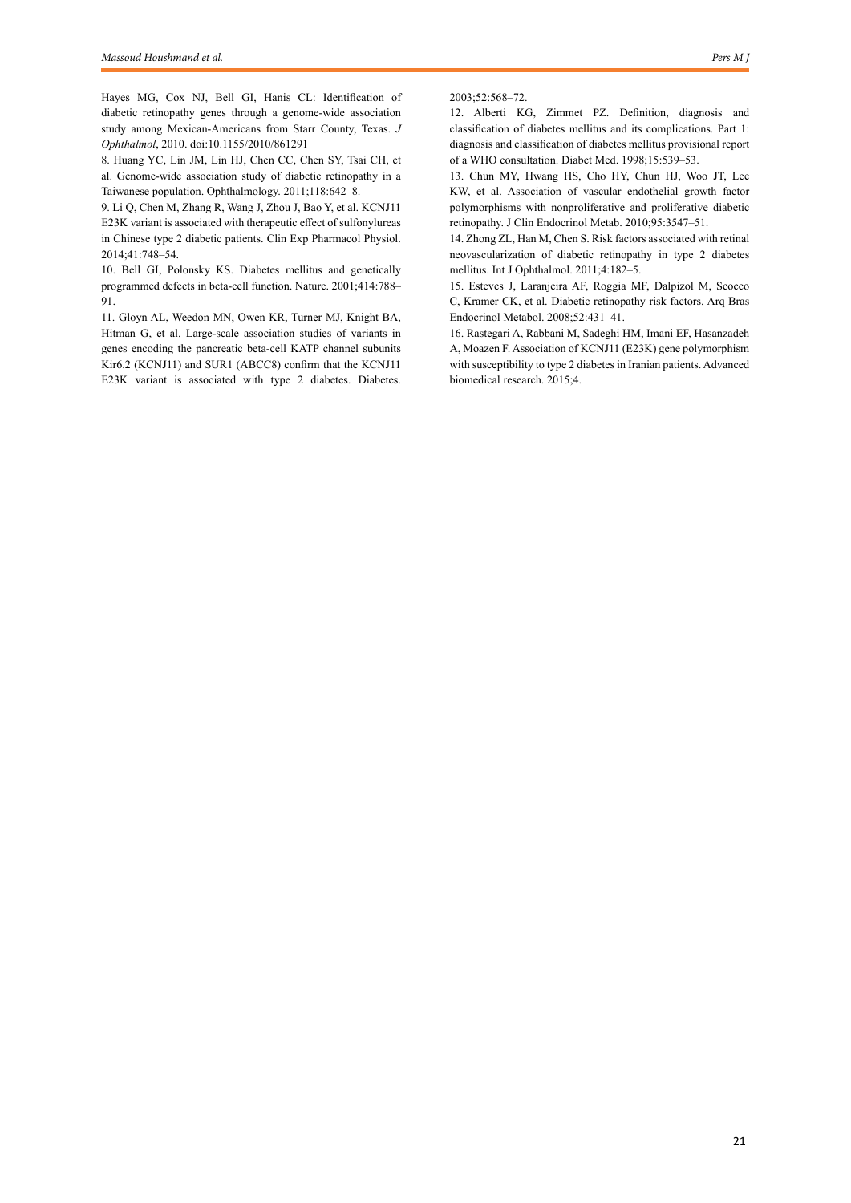Hayes MG, Cox NJ, Bell GI, Hanis CL: Identification of diabetic retinopathy genes through a genome-wide association study among Mexican-Americans from Starr County, Texas. *J Ophthalmol*, 2010. doi:10.1155/2010/861291

8. Huang YC, Lin JM, Lin HJ, Chen CC, Chen SY, Tsai CH, et al. Genome-wide association study of diabetic retinopathy in a Taiwanese population. Ophthalmology. 2011;118:642–8.

9. Li Q, Chen M, Zhang R, Wang J, Zhou J, Bao Y, et al. KCNJ11 E23K variant is associated with therapeutic effect of sulfonylureas in Chinese type 2 diabetic patients. Clin Exp Pharmacol Physiol. 2014;41:748–54.

10. Bell GI, Polonsky KS. Diabetes mellitus and genetically programmed defects in beta-cell function. Nature. 2001;414:788–91.

11. Gloyn AL, Weedon MN, Owen KR, Turner MJ, Knight BA, Hitman G, et al. Large-scale association studies of variants in genes encoding the pancreatic beta-cell KATP channel subunits Kir6.2 (KCNJ11) and SUR1 (ABCC8) confirm that the KCNJ11 E23K variant is associated with type 2 diabetes. Diabetes. 2003;52:568–72.

12. Alberti KG, Zimmet PZ. Definition, diagnosis and classification of diabetes mellitus and its complications. Part 1: diagnosis and classification of diabetes mellitus provisional report of a WHO consultation. Diabet Med. 1998;15:539–53.

13. Chun MY, Hwang HS, Cho HY, Chun HJ, Woo JT, Lee KW, et al. Association of vascular endothelial growth factor polymorphisms with nonproliferative and proliferative diabetic retinopathy. J Clin Endocrinol Metab. 2010;95:3547–51.

14. Zhong ZL, Han M, Chen S. Risk factors associated with retinal neovascularization of diabetic retinopathy in type 2 diabetes mellitus. Int J Ophthalmol. 2011;4:182–5.

15. Esteves J, Laranjeira AF, Roggia MF, Dalpizol M, Scocco C, Kramer CK, et al. Diabetic retinopathy risk factors. Arq Bras Endocrinol Metabol. 2008;52:431–41.

16. Rastegari A, Rabbani M, Sadeghi HM, Imani EF, Hasanzadeh A, Moazen F. Association of KCNJ11 (E23K) gene polymorphism with susceptibility to type 2 diabetes in Iranian patients. Advanced biomedical research. 2015;4.